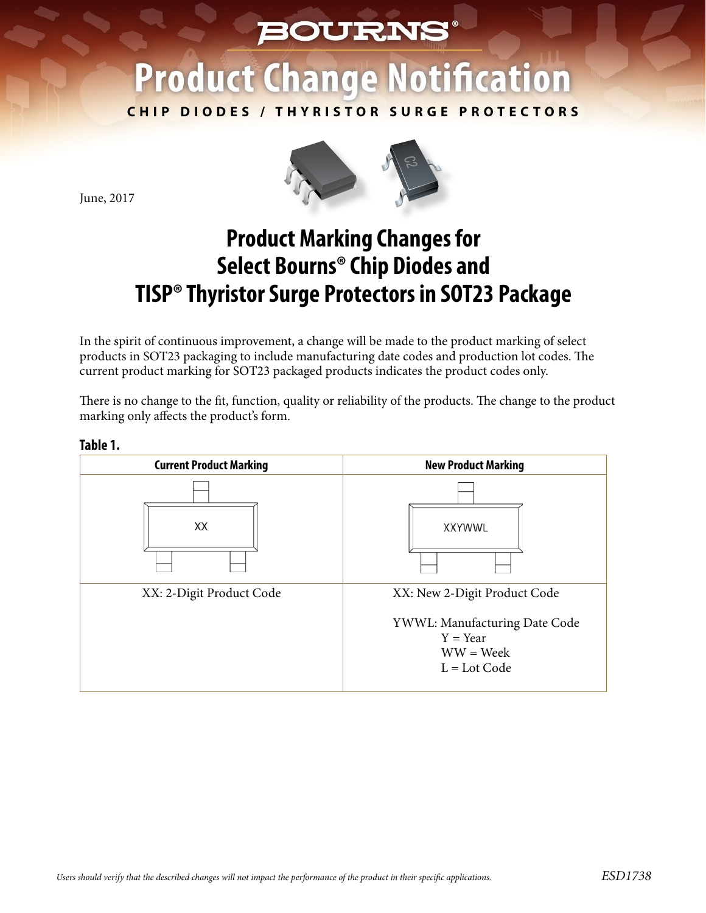BOURNS®

# Product Change Notification

CHIP DIODES / THYRISTOR SURGE PROTECTORS

June, 2017

## Product Marking Changes for Select Bourns® Chip Diodes and TISP® Thyristor Surge Protectors in SOT23 Package

In the spirit of continuous improvement, a change will be made to the product marking of select products in SOT23 packaging to include manufacturing date codes and production lot codes. The current product marking for SOT23 packaged products indicates the product codes only.

There is no change to the fit, function, quality or reliability of the products. The change to the product marking only affects the product's form.

**Table 1.**

| Current Product Marking | New Product Marking |
|---|---|
| XX | XXYWWL |
| XX: 2-Digit Product Code | XX: New 2-Digit Product Code<br><br>YWWL: Manufacturing Date Code<br>Y = Year<br>WW = Week<br>L = Lot Code |

*Users should verify that the described changes will not impact the performance of the product in their specific applications.*

ESD1738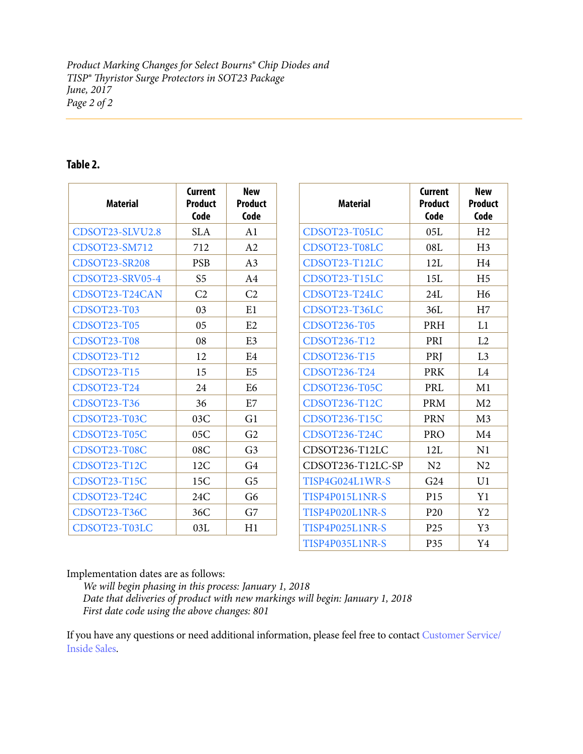**Table 2.**

| Material | Current Product Code | New Product Code |
|---|---|---|
| CDSOT23-SLVU2.8 | SLA | A1 |
| CDSOT23-SM712 | 712 | A2 |
| CDSOT23-SR208 | PSB | A3 |
| CDSOT23-SRV05-4 | S5 | A4 |
| CDSOT23-T24CAN | C2 | C2 |
| CDSOT23-T03 | 03 | E1 |
| CDSOT23-T05 | 05 | E2 |
| CDSOT23-T08 | 08 | E3 |
| CDSOT23-T12 | 12 | E4 |
| CDSOT23-T15 | 15 | E5 |
| CDSOT23-T24 | 24 | E6 |
| CDSOT23-T36 | 36 | E7 |
| CDSOT23-T03C | 03C | G1 |
| CDSOT23-T05C | 05C | G2 |
| CDSOT23-T08C | 08C | G3 |
| CDSOT23-T12C | 12C | G4 |
| CDSOT23-T15C | 15C | G5 |
| CDSOT23-T24C | 24C | G6 |
| CDSOT23-T36C | 36C | G7 |
| CDSOT23-T03LC | 03L | H1 |

| Material | Current Product Code | New Product Code |
|---|---|---|
| CDSOT23-T05LC | 05L | H2 |
| CDSOT23-T08LC | 08L | H3 |
| CDSOT23-T12LC | 12L | H4 |
| CDSOT23-T15LC | 15L | H5 |
| CDSOT23-T24LC | 24L | H6 |
| CDSOT23-T36LC | 36L | H7 |
| CDSOT236-T05 | PRH | L1 |
| CDSOT236-T12 | PRI | L2 |
| CDSOT236-T15 | PRJ | L3 |
| CDSOT236-T24 | PRK | L4 |
| CDSOT236-T05C | PRL | M1 |
| CDSOT236-T12C | PRM | M2 |
| CDSOT236-T15C | PRN | M3 |
| CDSOT236-T24C | PRO | M4 |
| CDSOT236-T12LC | 12L | N1 |
| CDSOT236-T12LC-SP | N2 | N2 |
| TISP4G024L1WR-S | G24 | U1 |
| TISP4P015L1NR-S | P15 | Y1 |
| TISP4P020L1NR-S | P20 | Y2 |
| TISP4P025L1NR-S | P25 | Y3 |
| TISP4P035L1NR-S | P35 | Y4 |

Implementation dates are as follows:

*We will begin phasing in this process: January 1, 2018*
*Date that deliveries of product with new markings will begin: January 1, 2018*
*First date code using the above changes: 801*

If you have any questions or need additional information, please feel free to contact Customer Service/ Inside Sales.